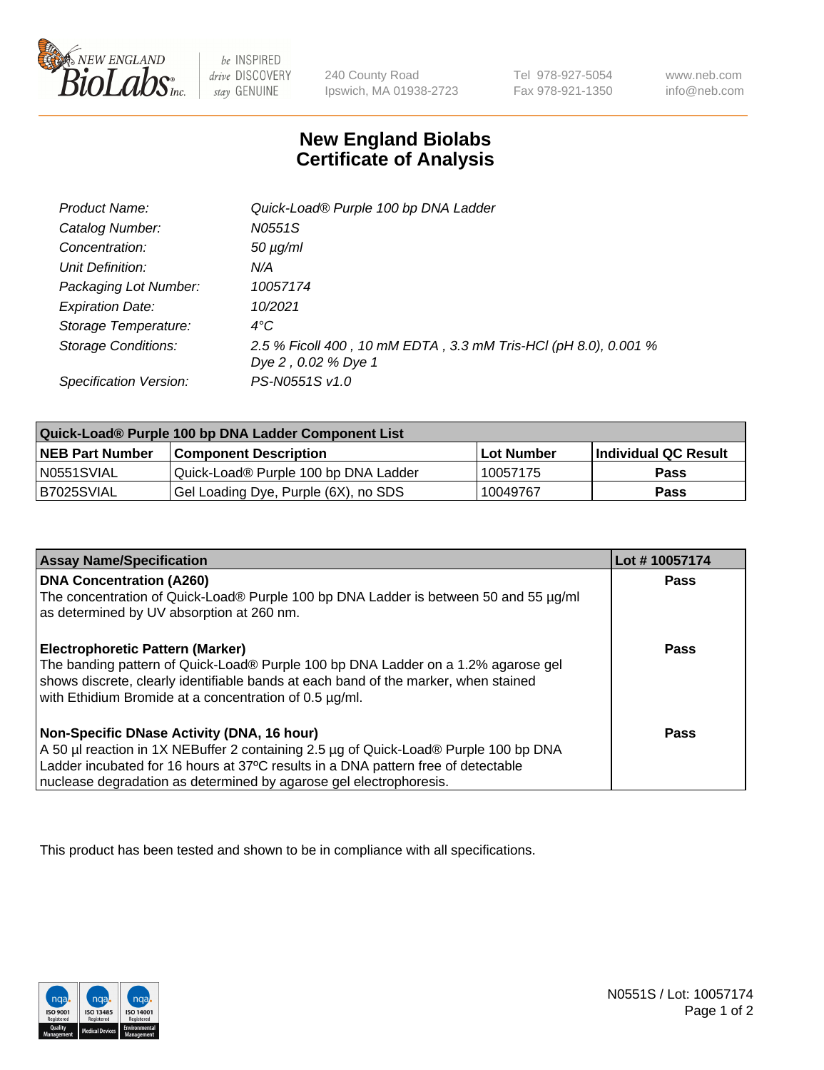NEW ENGLAND BioLabs Inc. — be INSPIRED drive DISCOVERY stay GENUINE

240 County Road
Ipswich, MA 01938-2723

Tel 978-927-5054
Fax 978-921-1350

www.neb.com
info@neb.com

# New England Biolabs Certificate of Analysis

| | |
|---|---|
| *Product Name:* | *Quick-Load® Purple 100 bp DNA Ladder* |
| *Catalog Number:* | *N0551S* |
| *Concentration:* | *50 µg/ml* |
| *Unit Definition:* | *N/A* |
| *Packaging Lot Number:* | *10057174* |
| *Expiration Date:* | *10/2021* |
| *Storage Temperature:* | *4°C* |
| *Storage Conditions:* | *2.5 % Ficoll 400 , 10 mM EDTA , 3.3 mM Tris-HCl (pH 8.0), 0.001 % Dye 2 , 0.02 % Dye 1* |
| *Specification Version:* | *PS-N0551S v1.0* |

| Quick-Load® Purple 100 bp DNA Ladder Component List | | | |
|---|---|---|---|
| **NEB Part Number** | **Component Description** | **Lot Number** | **Individual QC Result** |
| N0551SVIAL | Quick-Load® Purple 100 bp DNA Ladder | 10057175 | **Pass** |
| B7025SVIAL | Gel Loading Dye, Purple (6X), no SDS | 10049767 | **Pass** |

| Assay Name/Specification | Lot # 10057174 |
|---|---|
| **DNA Concentration (A260)** The concentration of Quick-Load® Purple 100 bp DNA Ladder is between 50 and 55 µg/ml as determined by UV absorption at 260 nm. | **Pass** |
| **Electrophoretic Pattern (Marker)** The banding pattern of Quick-Load® Purple 100 bp DNA Ladder on a 1.2% agarose gel shows discrete, clearly identifiable bands at each band of the marker, when stained with Ethidium Bromide at a concentration of 0.5 µg/ml. | **Pass** |
| **Non-Specific DNase Activity (DNA, 16 hour)** A 50 µl reaction in 1X NEBuffer 2 containing 2.5 µg of Quick-Load® Purple 100 bp DNA Ladder incubated for 16 hours at 37ºC results in a DNA pattern free of detectable nuclease degradation as determined by agarose gel electrophoresis. | **Pass** |

This product has been tested and shown to be in compliance with all specifications.

N0551S / Lot: 10057174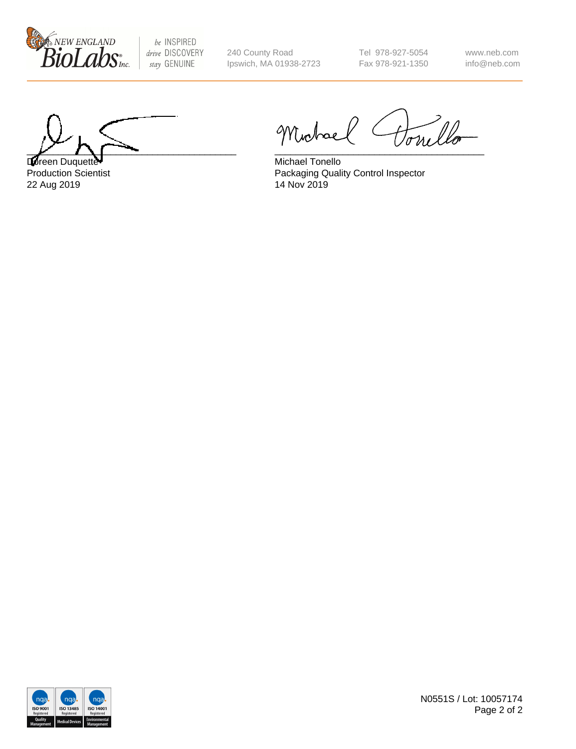Doreen Duquette
Production Scientist
22 Aug 2019

Michael Tonello
Packaging Quality Control Inspector
14 Nov 2019

N0551S / Lot: 10057174